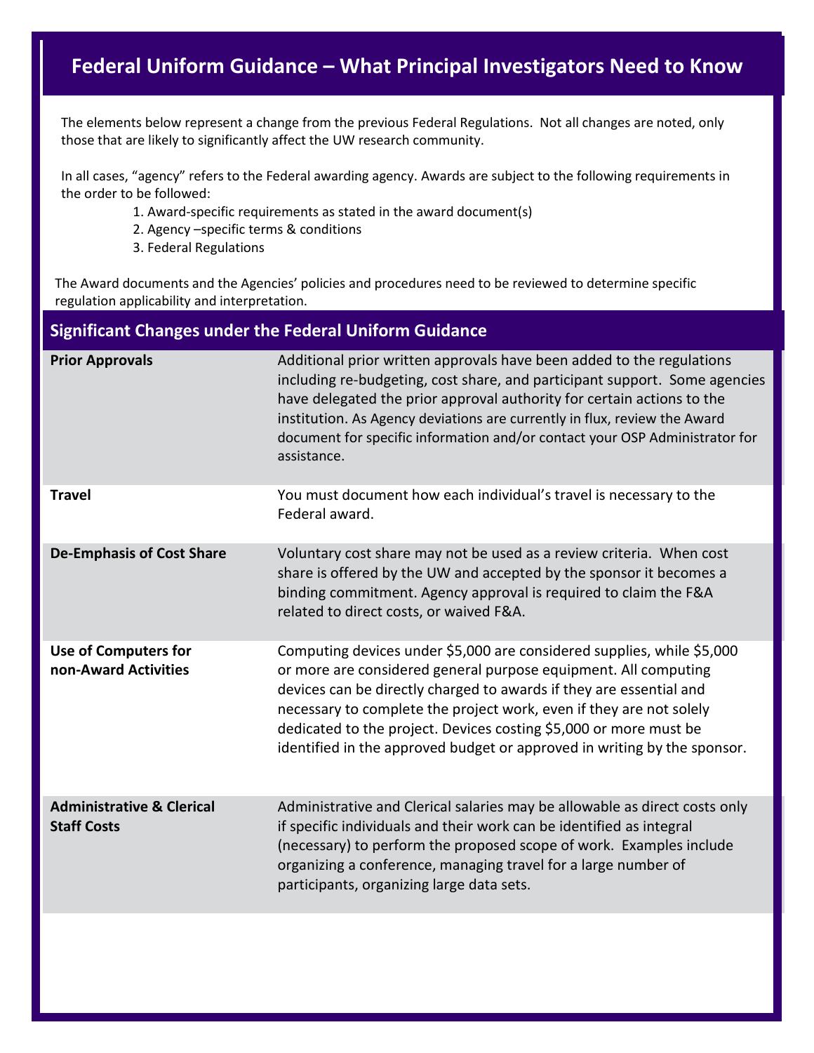# Federal Uniform Guidance – What Principal Investigators Need to Know

The elements below represent a change from the previous Federal Regulations. Not all changes are noted, only those that are likely to significantly affect the UW research community.

In all cases, "agency" refers to the Federal awarding agency. Awards are subject to the following requirements in the order to be followed:

1. Award-specific requirements as stated in the award document(s)
2. Agency –specific terms & conditions
3. Federal Regulations

The Award documents and the Agencies' policies and procedures need to be reviewed to determine specific regulation applicability and interpretation.

## Significant Changes under the Federal Uniform Guidance

| | |
|---|---|
| **Prior Approvals** | Additional prior written approvals have been added to the regulations including re-budgeting, cost share, and participant support. Some agencies have delegated the prior approval authority for certain actions to the institution. As Agency deviations are currently in flux, review the Award document for specific information and/or contact your OSP Administrator for assistance. |
| **Travel** | You must document how each individual's travel is necessary to the Federal award. |
| **De-Emphasis of Cost Share** | Voluntary cost share may not be used as a review criteria. When cost share is offered by the UW and accepted by the sponsor it becomes a binding commitment. Agency approval is required to claim the F&A related to direct costs, or waived F&A. |
| **Use of Computers for non-Award Activities** | Computing devices under $5,000 are considered supplies, while $5,000 or more are considered general purpose equipment. All computing devices can be directly charged to awards if they are essential and necessary to complete the project work, even if they are not solely dedicated to the project. Devices costing $5,000 or more must be identified in the approved budget or approved in writing by the sponsor. |
| **Administrative & Clerical Staff Costs** | Administrative and Clerical salaries may be allowable as direct costs only if specific individuals and their work can be identified as integral (necessary) to perform the proposed scope of work. Examples include organizing a conference, managing travel for a large number of participants, organizing large data sets. |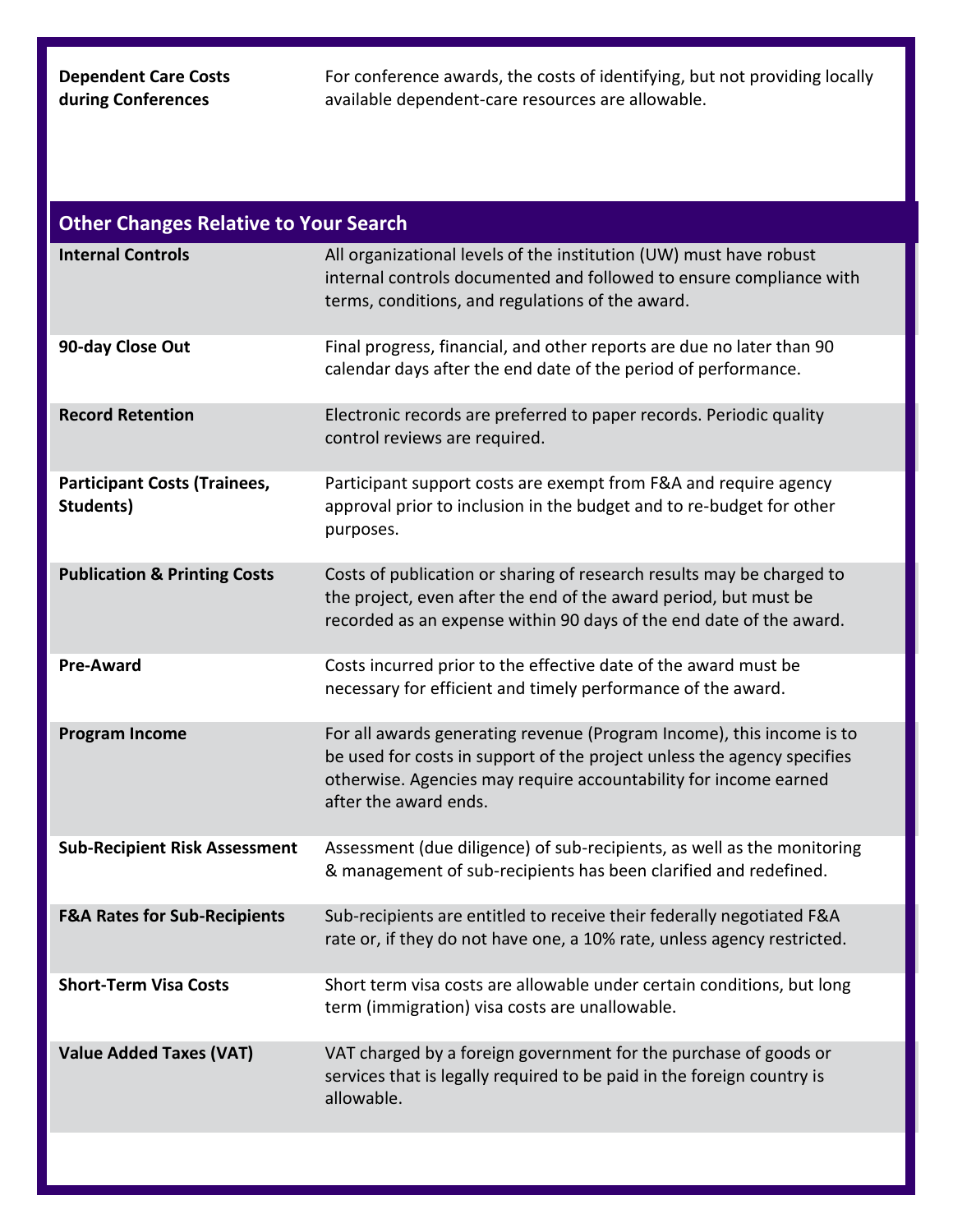| | |
|---|---|
| **Dependent Care Costs during Conferences** | For conference awards, the costs of identifying, but not providing locally available dependent-care resources are allowable. |

| **Other Changes Relative to Your Search** | |
|---|---|
| **Internal Controls** | All organizational levels of the institution (UW) must have robust internal controls documented and followed to ensure compliance with terms, conditions, and regulations of the award. |
| **90-day Close Out** | Final progress, financial, and other reports are due no later than 90 calendar days after the end date of the period of performance. |
| **Record Retention** | Electronic records are preferred to paper records. Periodic quality control reviews are required. |
| **Participant Costs (Trainees, Students)** | Participant support costs are exempt from F&A and require agency approval prior to inclusion in the budget and to re-budget for other purposes. |
| **Publication & Printing Costs** | Costs of publication or sharing of research results may be charged to the project, even after the end of the award period, but must be recorded as an expense within 90 days of the end date of the award. |
| **Pre-Award** | Costs incurred prior to the effective date of the award must be necessary for efficient and timely performance of the award. |
| **Program Income** | For all awards generating revenue (Program Income), this income is to be used for costs in support of the project unless the agency specifies otherwise. Agencies may require accountability for income earned after the award ends. |
| **Sub-Recipient Risk Assessment** | Assessment (due diligence) of sub-recipients, as well as the monitoring & management of sub-recipients has been clarified and redefined. |
| **F&A Rates for Sub-Recipients** | Sub-recipients are entitled to receive their federally negotiated F&A rate or, if they do not have one, a 10% rate, unless agency restricted. |
| **Short-Term Visa Costs** | Short term visa costs are allowable under certain conditions, but long term (immigration) visa costs are unallowable. |
| **Value Added Taxes (VAT)** | VAT charged by a foreign government for the purchase of goods or services that is legally required to be paid in the foreign country is allowable. |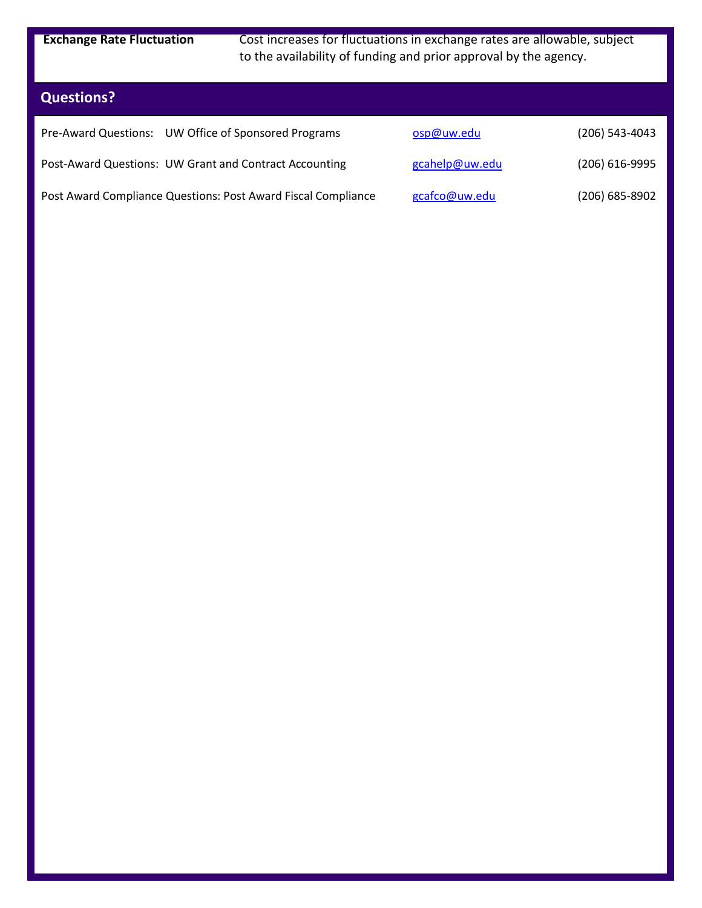| | |
|---|---|
| **Exchange Rate Fluctuation** | Cost increases for fluctuations in exchange rates are allowable, subject to the availability of funding and prior approval by the agency. |

## Questions?

| | | |
|---|---|---|
| Pre-Award Questions: UW Office of Sponsored Programs | osp@uw.edu | (206) 543-4043 |
| Post-Award Questions: UW Grant and Contract Accounting | gcahelp@uw.edu | (206) 616-9995 |
| Post Award Compliance Questions: Post Award Fiscal Compliance | gcafco@uw.edu | (206) 685-8902 |